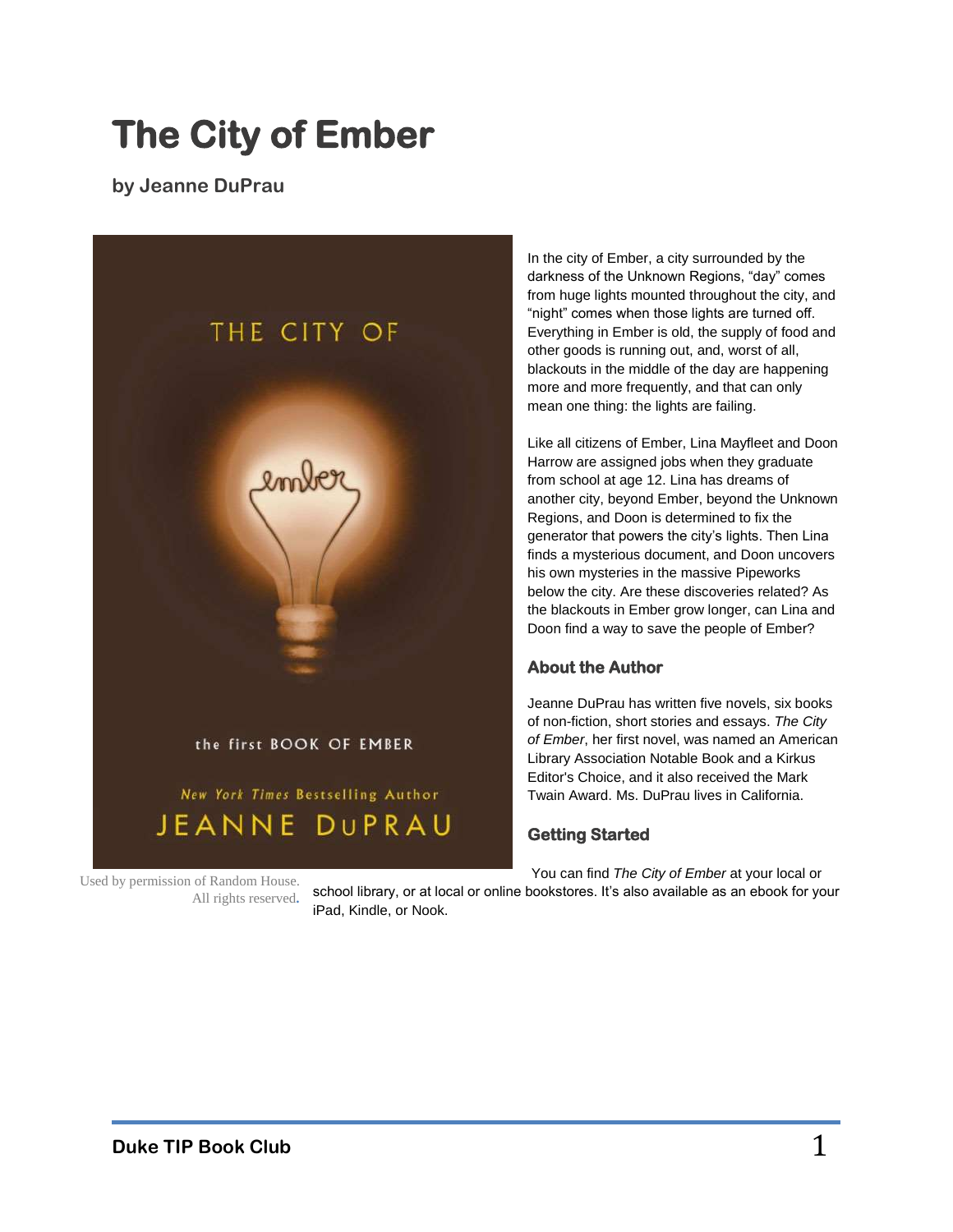# The City of Ember

**by Jeanne DuPrau**

Used by permission of Random House. All rights reserved.

In the city of Ember, a city surrounded by the darkness of the Unknown Regions, "day" comes from huge lights mounted throughout the city, and "night" comes when those lights are turned off. Everything in Ember is old, the supply of food and other goods is running out, and, worst of all, blackouts in the middle of the day are happening more and more frequently, and that can only mean one thing: the lights are failing.

Like all citizens of Ember, Lina Mayfleet and Doon Harrow are assigned jobs when they graduate from school at age 12. Lina has dreams of another city, beyond Ember, beyond the Unknown Regions, and Doon is determined to fix the generator that powers the city's lights. Then Lina finds a mysterious document, and Doon uncovers his own mysteries in the massive Pipeworks below the city. Are these discoveries related? As the blackouts in Ember grow longer, can Lina and Doon find a way to save the people of Ember?

## About the Author

Jeanne DuPrau has written five novels, six books of non-fiction, short stories and essays. *The City of Ember*, her first novel, was named an American Library Association Notable Book and a Kirkus Editor's Choice, and it also received the Mark Twain Award. Ms. DuPrau lives in California.

## Getting Started

You can find *The City of Ember* at your local or school library, or at local or online bookstores. It's also available as an ebook for your iPad, Kindle, or Nook.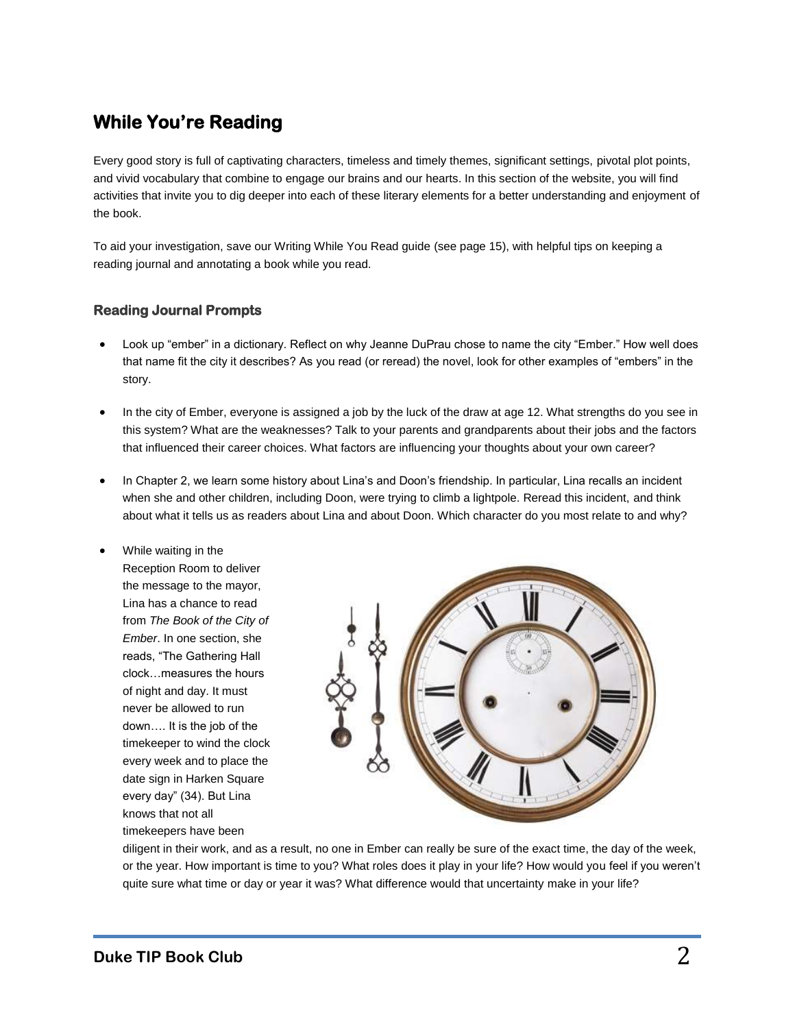## While You're Reading

Every good story is full of captivating characters, timeless and timely themes, significant settings, pivotal plot points, and vivid vocabulary that combine to engage our brains and our hearts. In this section of the website, you will find activities that invite you to dig deeper into each of these literary elements for a better understanding and enjoyment of the book.

To aid your investigation, save our Writing While You Read guide (see page 15), with helpful tips on keeping a reading journal and annotating a book while you read.

### Reading Journal Prompts

- Look up "ember" in a dictionary. Reflect on why Jeanne DuPrau chose to name the city "Ember." How well does that name fit the city it describes? As you read (or reread) the novel, look for other examples of "embers" in the story.
- In the city of Ember, everyone is assigned a job by the luck of the draw at age 12. What strengths do you see in this system? What are the weaknesses? Talk to your parents and grandparents about their jobs and the factors that influenced their career choices. What factors are influencing your thoughts about your own career?
- In Chapter 2, we learn some history about Lina's and Doon's friendship. In particular, Lina recalls an incident when she and other children, including Doon, were trying to climb a lightpole. Reread this incident, and think about what it tells us as readers about Lina and about Doon. Which character do you most relate to and why?
- While waiting in the Reception Room to deliver the message to the mayor, Lina has a chance to read from *The Book of the City of Ember*. In one section, she reads, "The Gathering Hall clock…measures the hours of night and day. It must never be allowed to run down…. It is the job of the timekeeper to wind the clock every week and to place the date sign in Harken Square every day" (34). But Lina knows that not all timekeepers have been diligent in their work, and as a result, no one in Ember can really be sure of the exact time, the day of the week, or the year. How important is time to you? What roles does it play in your life? How would you feel if you weren't quite sure what time or day or year it was? What difference would that uncertainty make in your life?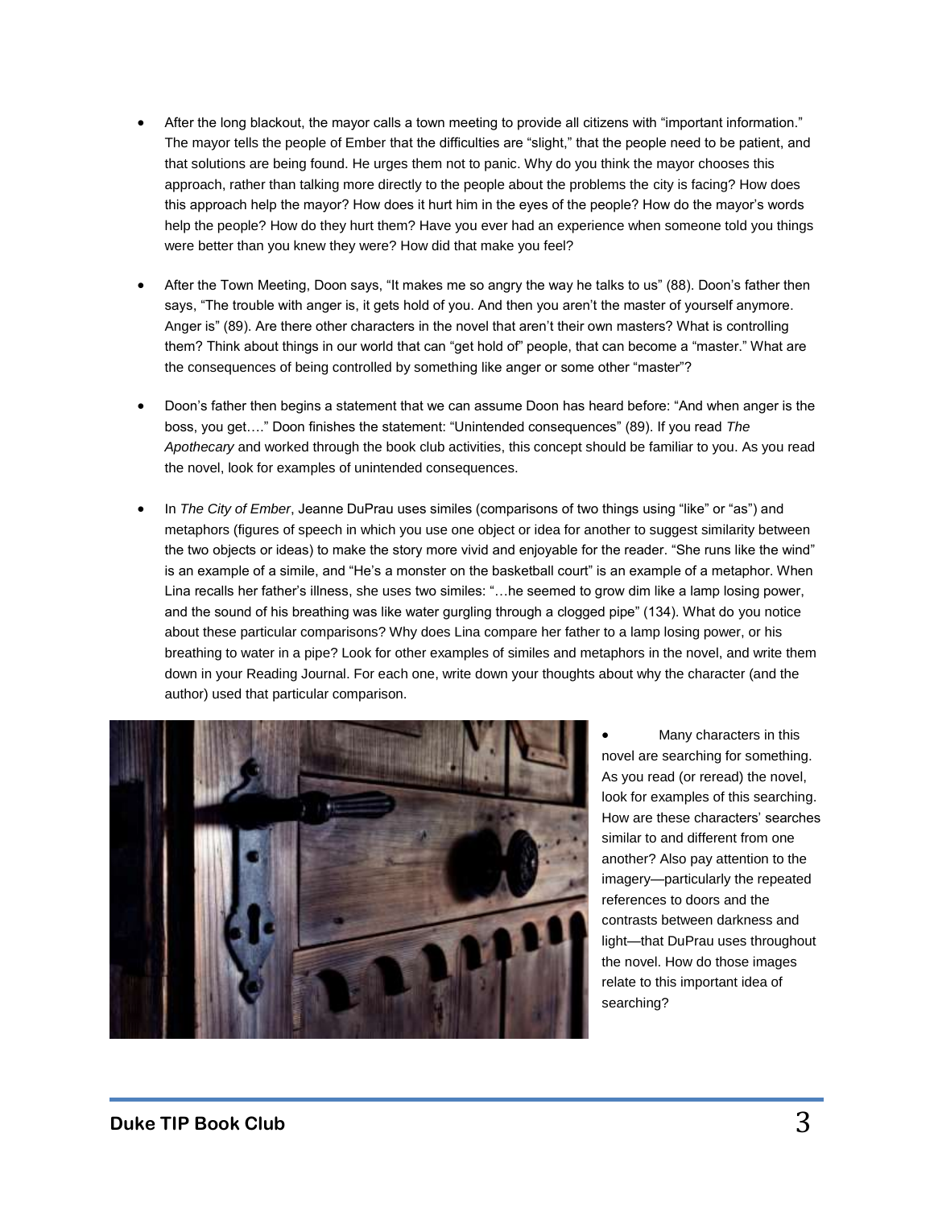- After the long blackout, the mayor calls a town meeting to provide all citizens with "important information." The mayor tells the people of Ember that the difficulties are "slight," that the people need to be patient, and that solutions are being found. He urges them not to panic. Why do you think the mayor chooses this approach, rather than talking more directly to the people about the problems the city is facing? How does this approach help the mayor? How does it hurt him in the eyes of the people? How do the mayor's words help the people? How do they hurt them? Have you ever had an experience when someone told you things were better than you knew they were? How did that make you feel?

- After the Town Meeting, Doon says, "It makes me so angry the way he talks to us" (88). Doon's father then says, "The trouble with anger is, it gets hold of you. And then you aren't the master of yourself anymore. Anger is" (89). Are there other characters in the novel that aren't their own masters? What is controlling them? Think about things in our world that can "get hold of" people, that can become a "master." What are the consequences of being controlled by something like anger or some other "master"?

- Doon's father then begins a statement that we can assume Doon has heard before: "And when anger is the boss, you get…." Doon finishes the statement: "Unintended consequences" (89). If you read *The Apothecary* and worked through the book club activities, this concept should be familiar to you. As you read the novel, look for examples of unintended consequences.

- In *The City of Ember*, Jeanne DuPrau uses similes (comparisons of two things using "like" or "as") and metaphors (figures of speech in which you use one object or idea for another to suggest similarity between the two objects or ideas) to make the story more vivid and enjoyable for the reader. "She runs like the wind" is an example of a simile, and "He's a monster on the basketball court" is an example of a metaphor. When Lina recalls her father's illness, she uses two similes: "…he seemed to grow dim like a lamp losing power, and the sound of his breathing was like water gurgling through a clogged pipe" (134). What do you notice about these particular comparisons? Why does Lina compare her father to a lamp losing power, or his breathing to water in a pipe? Look for other examples of similes and metaphors in the novel, and write them down in your Reading Journal. For each one, write down your thoughts about why the character (and the author) used that particular comparison.

- Many characters in this novel are searching for something. As you read (or reread) the novel, look for examples of this searching. How are these characters' searches similar to and different from one another? Also pay attention to the imagery—particularly the repeated references to doors and the contrasts between darkness and light—that DuPrau uses throughout the novel. How do those images relate to this important idea of searching?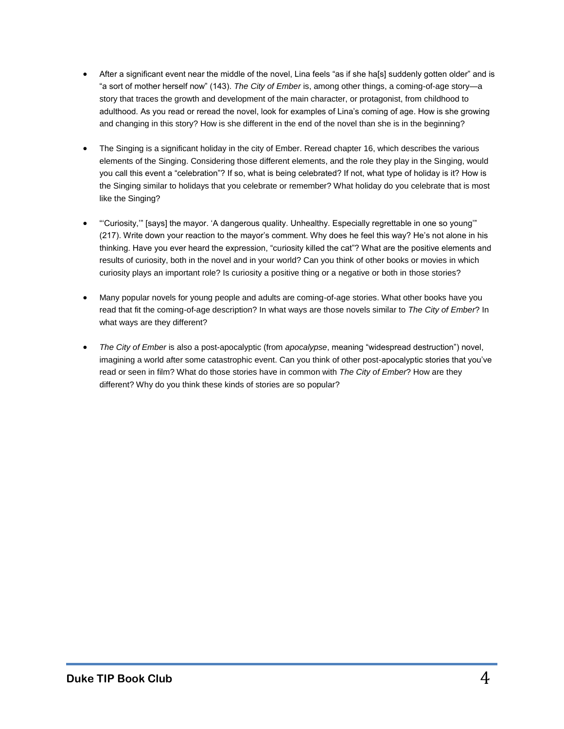- After a significant event near the middle of the novel, Lina feels "as if she ha[s] suddenly gotten older" and is "a sort of mother herself now" (143). *The City of Ember* is, among other things, a coming-of-age story—a story that traces the growth and development of the main character, or protagonist, from childhood to adulthood. As you read or reread the novel, look for examples of Lina's coming of age. How is she growing and changing in this story? How is she different in the end of the novel than she is in the beginning?

- The Singing is a significant holiday in the city of Ember. Reread chapter 16, which describes the various elements of the Singing. Considering those different elements, and the role they play in the Singing, would you call this event a "celebration"? If so, what is being celebrated? If not, what type of holiday is it? How is the Singing similar to holidays that you celebrate or remember? What holiday do you celebrate that is most like the Singing?

- "'Curiosity,'" [says] the mayor. 'A dangerous quality. Unhealthy. Especially regrettable in one so young'" (217). Write down your reaction to the mayor's comment. Why does he feel this way? He's not alone in his thinking. Have you ever heard the expression, "curiosity killed the cat"? What are the positive elements and results of curiosity, both in the novel and in your world? Can you think of other books or movies in which curiosity plays an important role? Is curiosity a positive thing or a negative or both in those stories?

- Many popular novels for young people and adults are coming-of-age stories. What other books have you read that fit the coming-of-age description? In what ways are those novels similar to *The City of Ember*? In what ways are they different?

- *The City of Ember* is also a post-apocalyptic (from *apocalypse*, meaning "widespread destruction") novel, imagining a world after some catastrophic event. Can you think of other post-apocalyptic stories that you've read or seen in film? What do those stories have in common with *The City of Ember*? How are they different? Why do you think these kinds of stories are so popular?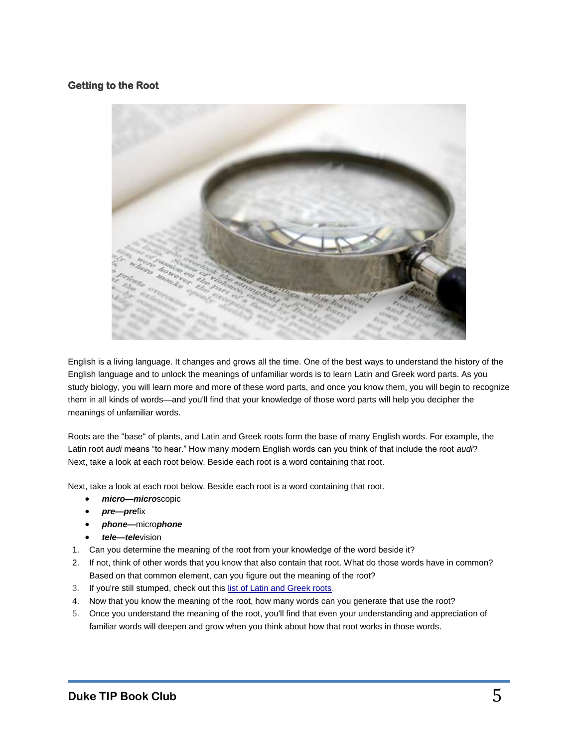### Getting to the Root

English is a living language. It changes and grows all the time. One of the best ways to understand the history of the English language and to unlock the meanings of unfamiliar words is to learn Latin and Greek word parts. As you study biology, you will learn more and more of these word parts, and once you know them, you will begin to recognize them in all kinds of words—and you'll find that your knowledge of those word parts will help you decipher the meanings of unfamiliar words.

Roots are the "base" of plants, and Latin and Greek roots form the base of many English words. For example, the Latin root *audi* means "to hear." How many modern English words can you think of that include the root *audi*? Next, take a look at each root below. Beside each root is a word containing that root.

Next, take a look at each root below. Beside each root is a word containing that root.

- ***micro—micro***scopic
- ***pre—pre***fix
- ***phone—***micro***phone***
- ***tele—tele***vision

1. Can you determine the meaning of the root from your knowledge of the word beside it?
2. If not, think of other words that you know that also contain that root. What do those words have in common? Based on that common element, can you figure out the meaning of the root?
3. If you're still stumped, check out this list of Latin and Greek roots.
4. Now that you know the meaning of the root, how many words can you generate that use the root?
5. Once you understand the meaning of the root, you'll find that even your understanding and appreciation of familiar words will deepen and grow when you think about how that root works in those words.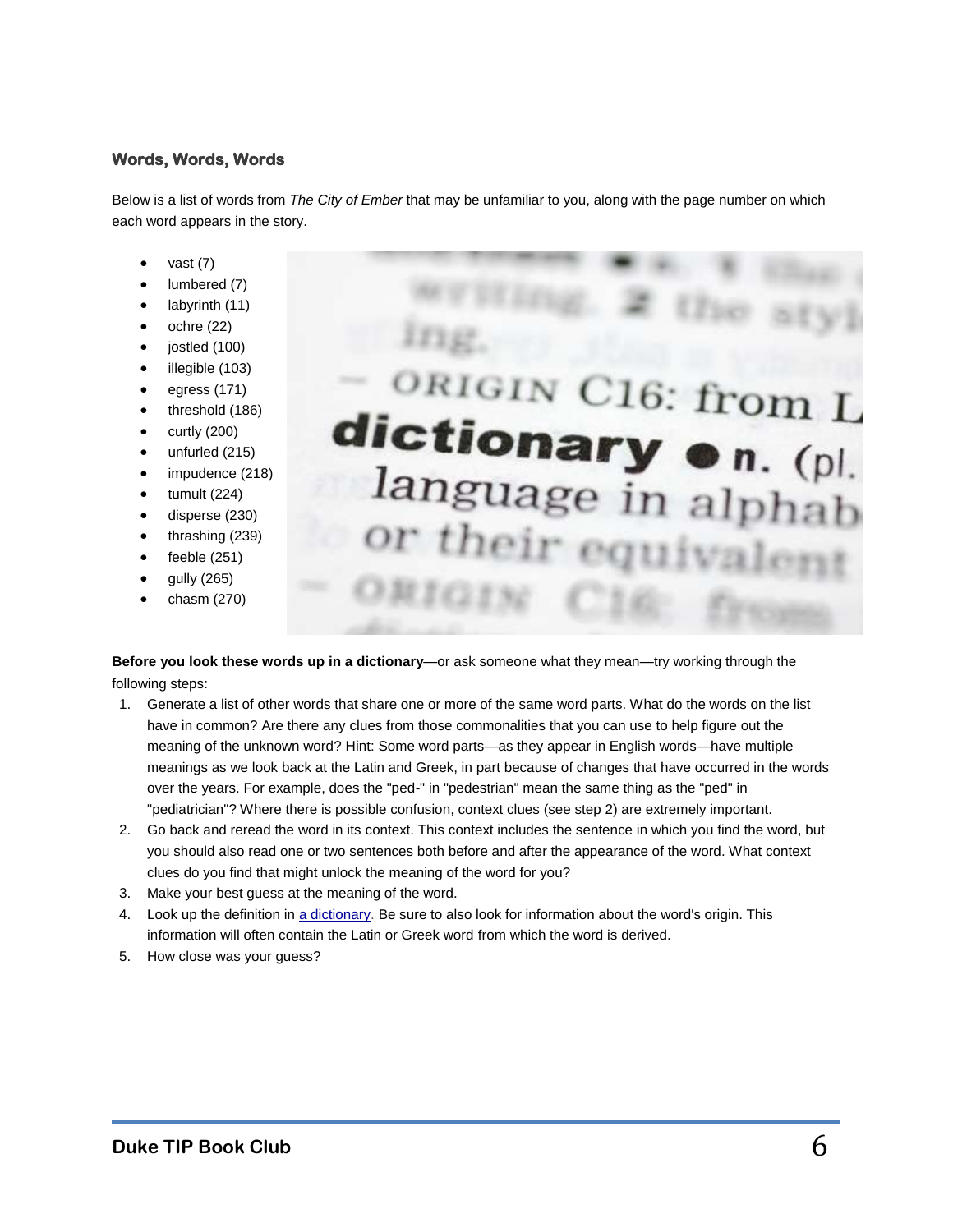### Words, Words, Words

Below is a list of words from *The City of Ember* that may be unfamiliar to you, along with the page number on which each word appears in the story.

- vast (7)
- lumbered (7)
- labyrinth (11)
- ochre (22)
- jostled (100)
- illegible (103)
- egress (171)
- threshold (186)
- curtly (200)
- unfurled (215)
- impudence (218)
- tumult (224)
- disperse (230)
- thrashing (239)
- feeble (251)
- gully (265)
- chasm (270)

**Before you look these words up in a dictionary**—or ask someone what they mean—try working through the following steps:

1. Generate a list of other words that share one or more of the same word parts. What do the words on the list have in common? Are there any clues from those commonalities that you can use to help figure out the meaning of the unknown word? Hint: Some word parts—as they appear in English words—have multiple meanings as we look back at the Latin and Greek, in part because of changes that have occurred in the words over the years. For example, does the "ped-" in "pedestrian" mean the same thing as the "ped" in "pediatrician"? Where there is possible confusion, context clues (see step 2) are extremely important.
2. Go back and reread the word in its context. This context includes the sentence in which you find the word, but you should also read one or two sentences both before and after the appearance of the word. What context clues do you find that might unlock the meaning of the word for you?
3. Make your best guess at the meaning of the word.
4. Look up the definition in a dictionary. Be sure to also look for information about the word's origin. This information will often contain the Latin or Greek word from which the word is derived.
5. How close was your guess?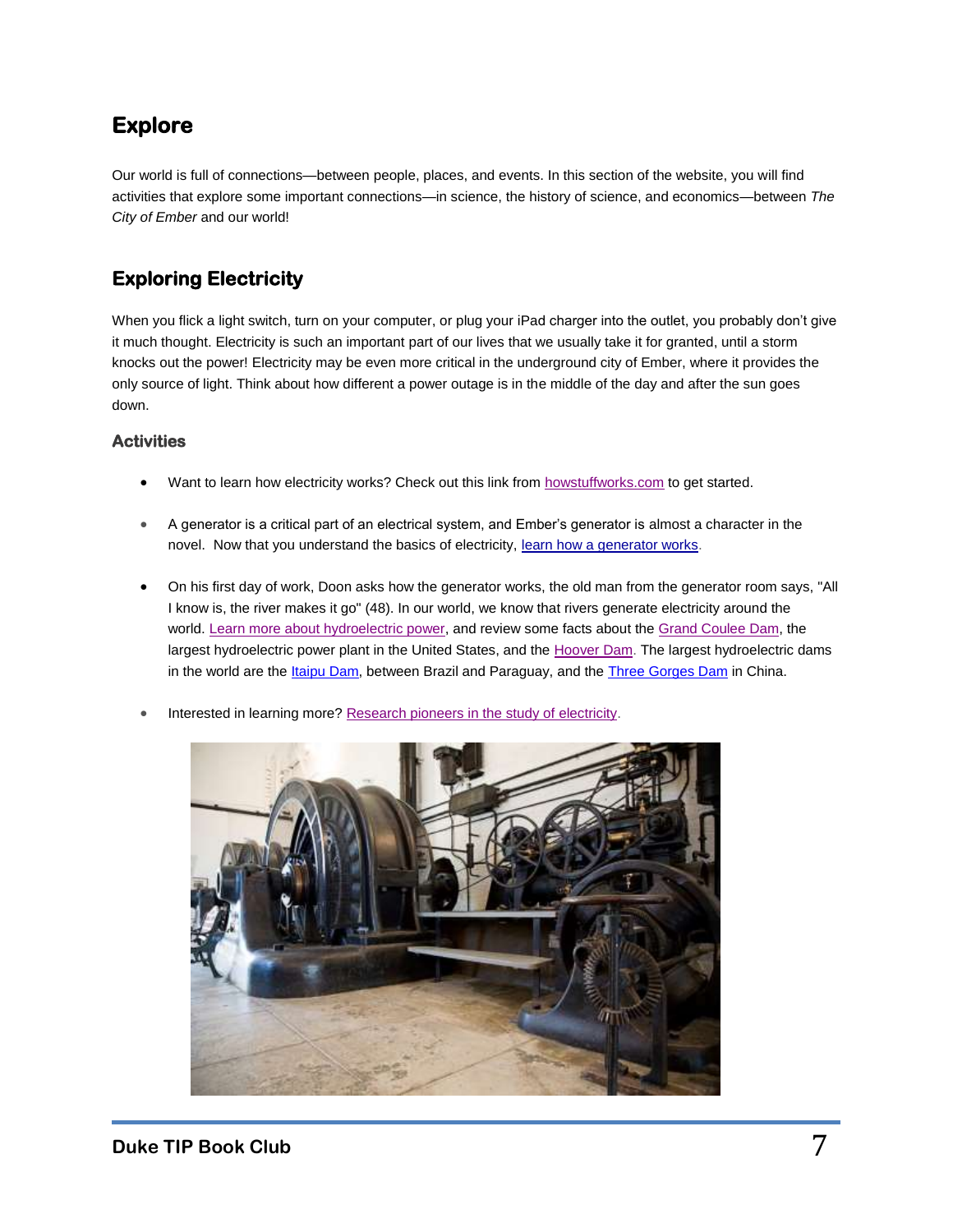## Explore

Our world is full of connections—between people, places, and events. In this section of the website, you will find activities that explore some important connections—in science, the history of science, and economics—between *The City of Ember* and our world!

## Exploring Electricity

When you flick a light switch, turn on your computer, or plug your iPad charger into the outlet, you probably don't give it much thought. Electricity is such an important part of our lives that we usually take it for granted, until a storm knocks out the power! Electricity may be even more critical in the underground city of Ember, where it provides the only source of light. Think about how different a power outage is in the middle of the day and after the sun goes down.

### Activities

- Want to learn how electricity works? Check out this link from howstuffworks.com to get started.
- A generator is a critical part of an electrical system, and Ember's generator is almost a character in the novel. Now that you understand the basics of electricity, learn how a generator works.
- On his first day of work, Doon asks how the generator works, the old man from the generator room says, "All I know is, the river makes it go" (48). In our world, we know that rivers generate electricity around the world. Learn more about hydroelectric power, and review some facts about the Grand Coulee Dam, the largest hydroelectric power plant in the United States, and the Hoover Dam. The largest hydroelectric dams in the world are the Itaipu Dam, between Brazil and Paraguay, and the Three Gorges Dam in China.
- Interested in learning more? Research pioneers in the study of electricity.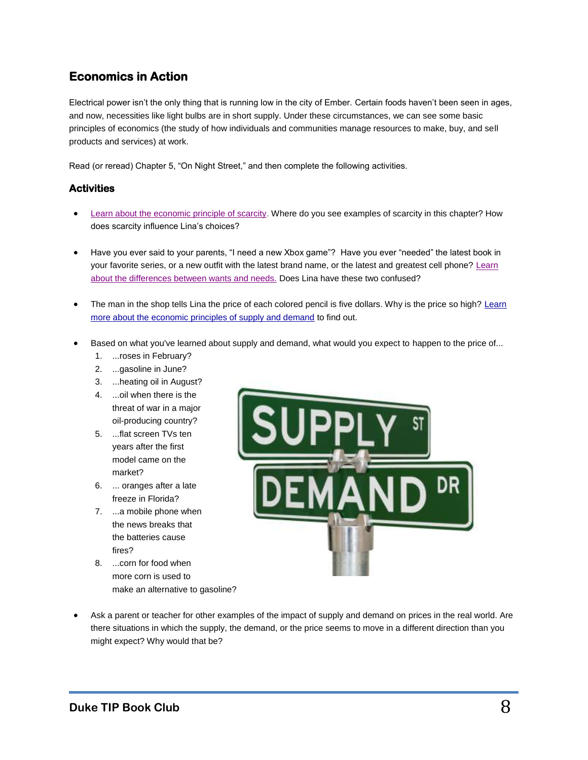## Economics in Action

Electrical power isn't the only thing that is running low in the city of Ember. Certain foods haven't been seen in ages, and now, necessities like light bulbs are in short supply. Under these circumstances, we can see some basic principles of economics (the study of how individuals and communities manage resources to make, buy, and sell products and services) at work.

Read (or reread) Chapter 5, "On Night Street," and then complete the following activities.

### Activities

- Learn about the economic principle of scarcity. Where do you see examples of scarcity in this chapter? How does scarcity influence Lina's choices?
- Have you ever said to your parents, "I need a new Xbox game"? Have you ever "needed" the latest book in your favorite series, or a new outfit with the latest brand name, or the latest and greatest cell phone? Learn about the differences between wants and needs. Does Lina have these two confused?
- The man in the shop tells Lina the price of each colored pencil is five dollars. Why is the price so high? Learn more about the economic principles of supply and demand to find out.
- Based on what you've learned about supply and demand, what would you expect to happen to the price of...
  1. ...roses in February?
  2. ...gasoline in June?
  3. ...heating oil in August?
  4. ...oil when there is the threat of war in a major oil-producing country?
  5. ...flat screen TVs ten years after the first model came on the market?
  6. ... oranges after a late freeze in Florida?
  7. ...a mobile phone when the news breaks that the batteries cause fires?
  8. ...corn for food when more corn is used to make an alternative to gasoline?
- Ask a parent or teacher for other examples of the impact of supply and demand on prices in the real world. Are there situations in which the supply, the demand, or the price seems to move in a different direction than you might expect? Why would that be?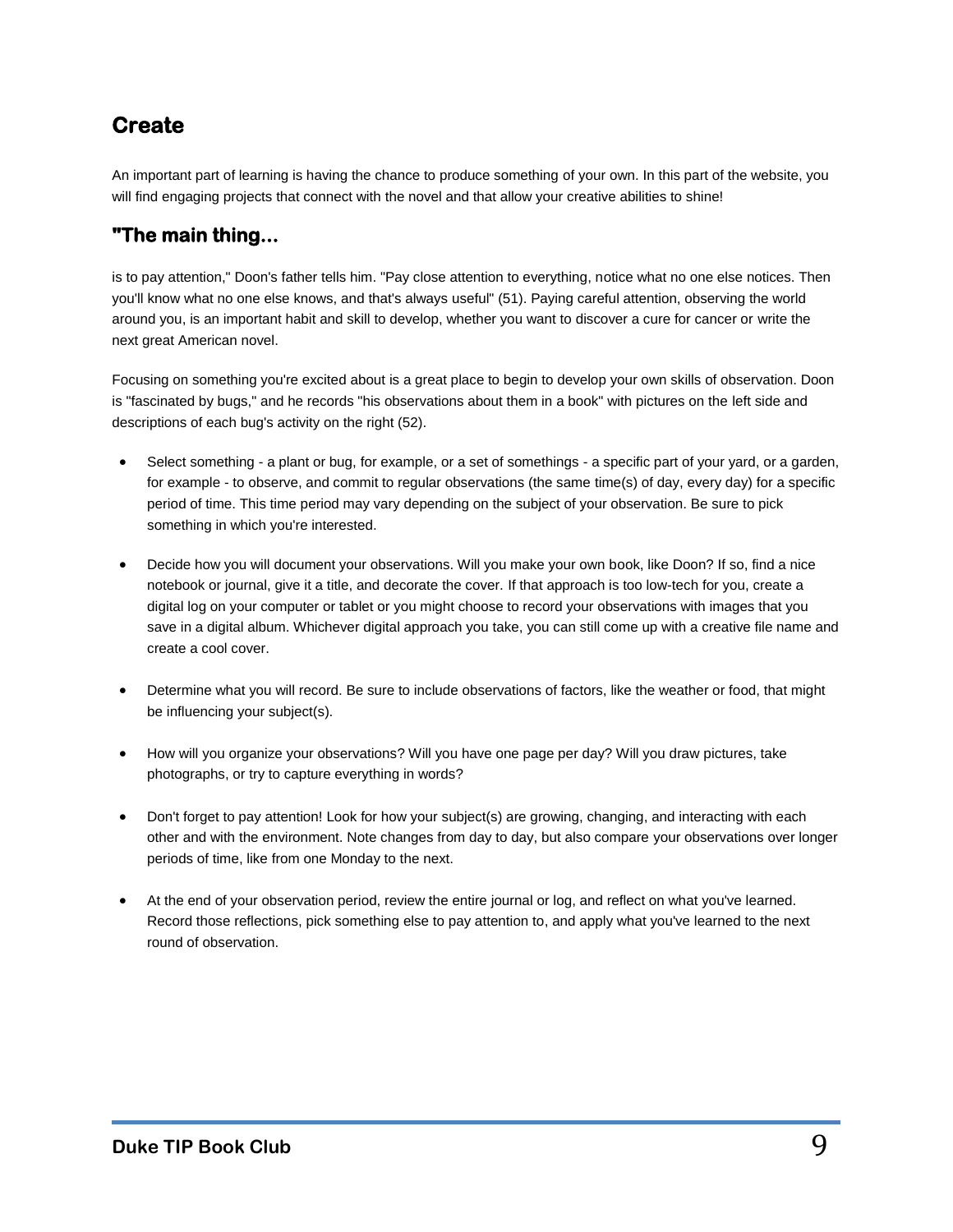## Create

An important part of learning is having the chance to produce something of your own. In this part of the website, you will find engaging projects that connect with the novel and that allow your creative abilities to shine!

### "The main thing...

is to pay attention," Doon's father tells him. "Pay close attention to everything, notice what no one else notices. Then you'll know what no one else knows, and that's always useful" (51). Paying careful attention, observing the world around you, is an important habit and skill to develop, whether you want to discover a cure for cancer or write the next great American novel.

Focusing on something you're excited about is a great place to begin to develop your own skills of observation. Doon is "fascinated by bugs," and he records "his observations about them in a book" with pictures on the left side and descriptions of each bug's activity on the right (52).

- Select something - a plant or bug, for example, or a set of somethings - a specific part of your yard, or a garden, for example - to observe, and commit to regular observations (the same time(s) of day, every day) for a specific period of time. This time period may vary depending on the subject of your observation. Be sure to pick something in which you're interested.
- Decide how you will document your observations. Will you make your own book, like Doon? If so, find a nice notebook or journal, give it a title, and decorate the cover. If that approach is too low-tech for you, create a digital log on your computer or tablet or you might choose to record your observations with images that you save in a digital album. Whichever digital approach you take, you can still come up with a creative file name and create a cool cover.
- Determine what you will record. Be sure to include observations of factors, like the weather or food, that might be influencing your subject(s).
- How will you organize your observations? Will you have one page per day? Will you draw pictures, take photographs, or try to capture everything in words?
- Don't forget to pay attention! Look for how your subject(s) are growing, changing, and interacting with each other and with the environment. Note changes from day to day, but also compare your observations over longer periods of time, like from one Monday to the next.
- At the end of your observation period, review the entire journal or log, and reflect on what you've learned. Record those reflections, pick something else to pay attention to, and apply what you've learned to the next round of observation.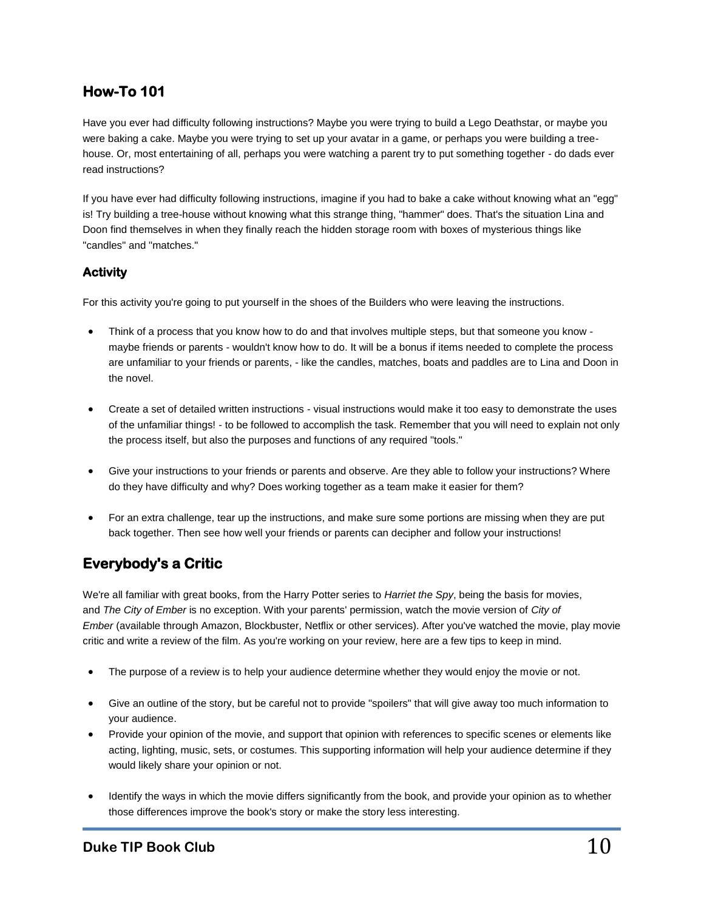## How-To 101

Have you ever had difficulty following instructions? Maybe you were trying to build a Lego Deathstar, or maybe you were baking a cake. Maybe you were trying to set up your avatar in a game, or perhaps you were building a tree-house. Or, most entertaining of all, perhaps you were watching a parent try to put something together - do dads ever read instructions?

If you have ever had difficulty following instructions, imagine if you had to bake a cake without knowing what an "egg" is! Try building a tree-house without knowing what this strange thing, "hammer" does. That's the situation Lina and Doon find themselves in when they finally reach the hidden storage room with boxes of mysterious things like "candles" and "matches."

### Activity

For this activity you're going to put yourself in the shoes of the Builders who were leaving the instructions.

- Think of a process that you know how to do and that involves multiple steps, but that someone you know - maybe friends or parents - wouldn't know how to do. It will be a bonus if items needed to complete the process are unfamiliar to your friends or parents, - like the candles, matches, boats and paddles are to Lina and Doon in the novel.
- Create a set of detailed written instructions - visual instructions would make it too easy to demonstrate the uses of the unfamiliar things! - to be followed to accomplish the task. Remember that you will need to explain not only the process itself, but also the purposes and functions of any required "tools."
- Give your instructions to your friends or parents and observe. Are they able to follow your instructions? Where do they have difficulty and why? Does working together as a team make it easier for them?
- For an extra challenge, tear up the instructions, and make sure some portions are missing when they are put back together. Then see how well your friends or parents can decipher and follow your instructions!

## Everybody's a Critic

We're all familiar with great books, from the Harry Potter series to *Harriet the Spy*, being the basis for movies, and *The City of Ember* is no exception. With your parents' permission, watch the movie version of *City of Ember* (available through Amazon, Blockbuster, Netflix or other services). After you've watched the movie, play movie critic and write a review of the film. As you're working on your review, here are a few tips to keep in mind.

- The purpose of a review is to help your audience determine whether they would enjoy the movie or not.
- Give an outline of the story, but be careful not to provide "spoilers" that will give away too much information to your audience.
- Provide your opinion of the movie, and support that opinion with references to specific scenes or elements like acting, lighting, music, sets, or costumes. This supporting information will help your audience determine if they would likely share your opinion or not.
- Identify the ways in which the movie differs significantly from the book, and provide your opinion as to whether those differences improve the book's story or make the story less interesting.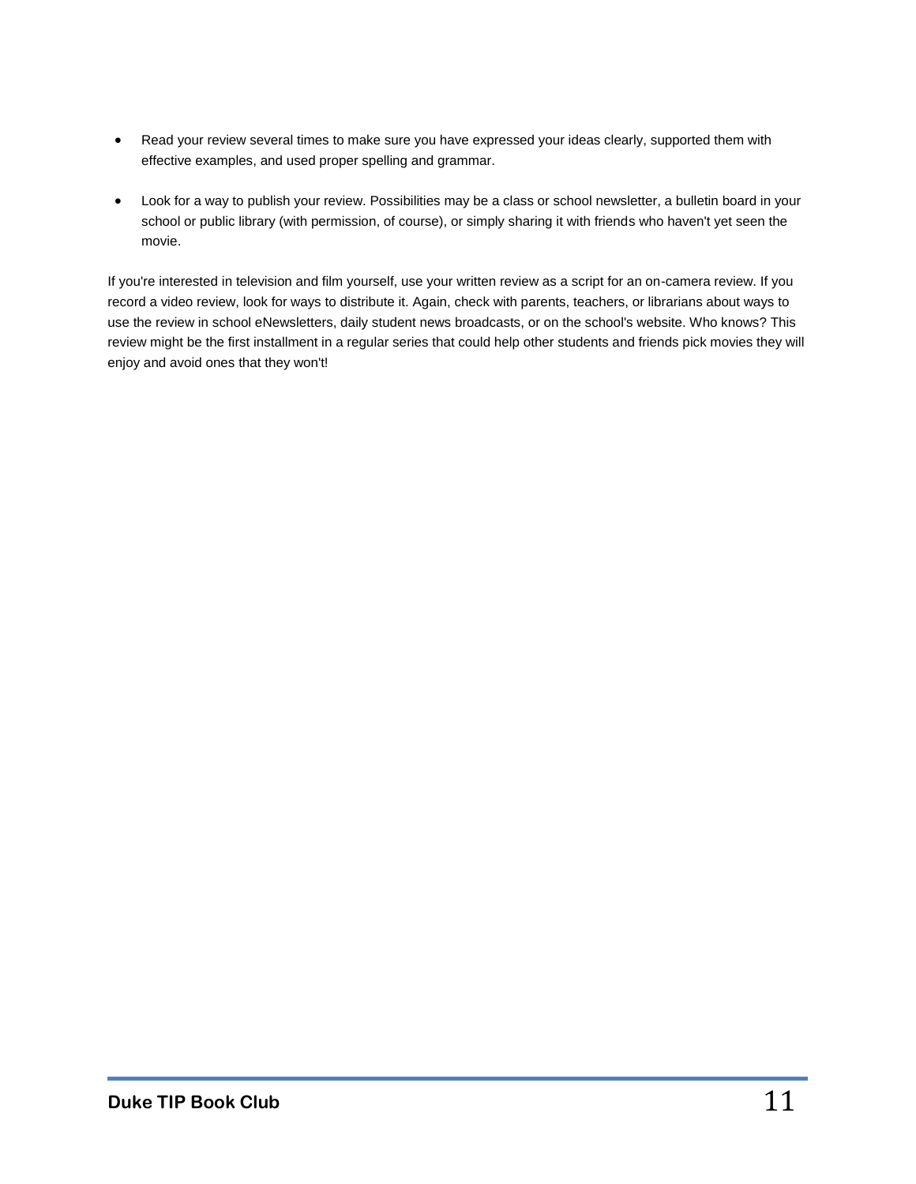- Read your review several times to make sure you have expressed your ideas clearly, supported them with effective examples, and used proper spelling and grammar.
- Look for a way to publish your review. Possibilities may be a class or school newsletter, a bulletin board in your school or public library (with permission, of course), or simply sharing it with friends who haven't yet seen the movie.

If you're interested in television and film yourself, use your written review as a script for an on-camera review. If you record a video review, look for ways to distribute it. Again, check with parents, teachers, or librarians about ways to use the review in school eNewsletters, daily student news broadcasts, or on the school's website. Who knows? This review might be the first installment in a regular series that could help other students and friends pick movies they will enjoy and avoid ones that they won't!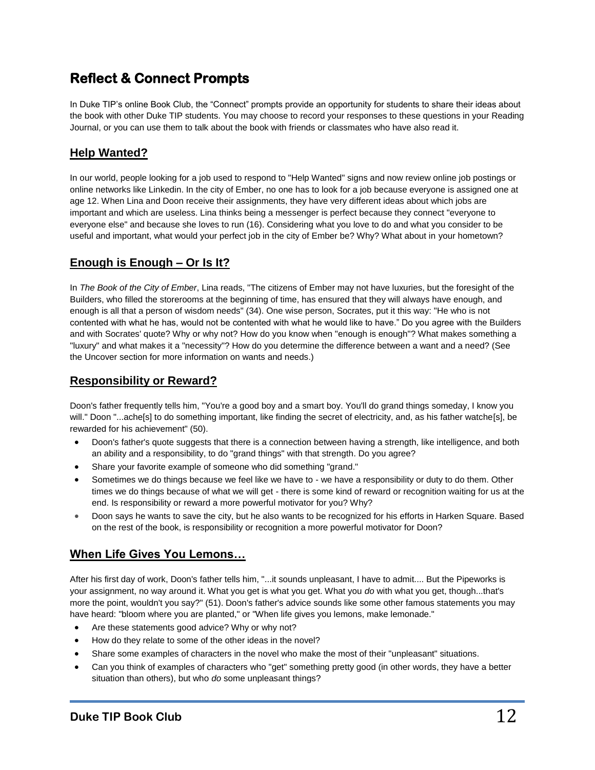# Reflect & Connect Prompts

In Duke TIP's online Book Club, the "Connect" prompts provide an opportunity for students to share their ideas about the book with other Duke TIP students. You may choose to record your responses to these questions in your Reading Journal, or you can use them to talk about the book with friends or classmates who have also read it.

## Help Wanted?

In our world, people looking for a job used to respond to "Help Wanted" signs and now review online job postings or online networks like Linkedin. In the city of Ember, no one has to look for a job because everyone is assigned one at age 12. When Lina and Doon receive their assignments, they have very different ideas about which jobs are important and which are useless. Lina thinks being a messenger is perfect because they connect "everyone to everyone else" and because she loves to run (16). Considering what you love to do and what you consider to be useful and important, what would your perfect job in the city of Ember be? Why? What about in your hometown?

## Enough is Enough – Or Is It?

In *The Book of the City of Ember*, Lina reads, "The citizens of Ember may not have luxuries, but the foresight of the Builders, who filled the storerooms at the beginning of time, has ensured that they will always have enough, and enough is all that a person of wisdom needs" (34). One wise person, Socrates, put it this way: "He who is not contented with what he has, would not be contented with what he would like to have." Do you agree with the Builders and with Socrates' quote? Why or why not? How do you know when "enough is enough"? What makes something a "luxury" and what makes it a "necessity"? How do you determine the difference between a want and a need? (See the Uncover section for more information on wants and needs.)

## Responsibility or Reward?

Doon's father frequently tells him, "You're a good boy and a smart boy. You'll do grand things someday, I know you will." Doon "...ache[s] to do something important, like finding the secret of electricity, and, as his father watche[s], be rewarded for his achievement" (50).

- Doon's father's quote suggests that there is a connection between having a strength, like intelligence, and both an ability and a responsibility, to do "grand things" with that strength. Do you agree?
- Share your favorite example of someone who did something "grand."
- Sometimes we do things because we feel like we have to - we have a responsibility or duty to do them. Other times we do things because of what we will get - there is some kind of reward or recognition waiting for us at the end. Is responsibility or reward a more powerful motivator for you? Why?
- Doon says he wants to save the city, but he also wants to be recognized for his efforts in Harken Square. Based on the rest of the book, is responsibility or recognition a more powerful motivator for Doon?

## When Life Gives You Lemons…

After his first day of work, Doon's father tells him, "...it sounds unpleasant, I have to admit.... But the Pipeworks is your assignment, no way around it. What you get is what you get. What you *do* with what you get, though...that's more the point, wouldn't you say?" (51). Doon's father's advice sounds like some other famous statements you may have heard: "bloom where you are planted," or "When life gives you lemons, make lemonade."

- Are these statements good advice? Why or why not?
- How do they relate to some of the other ideas in the novel?
- Share some examples of characters in the novel who make the most of their "unpleasant" situations.
- Can you think of examples of characters who "get" something pretty good (in other words, they have a better situation than others), but who *do* some unpleasant things?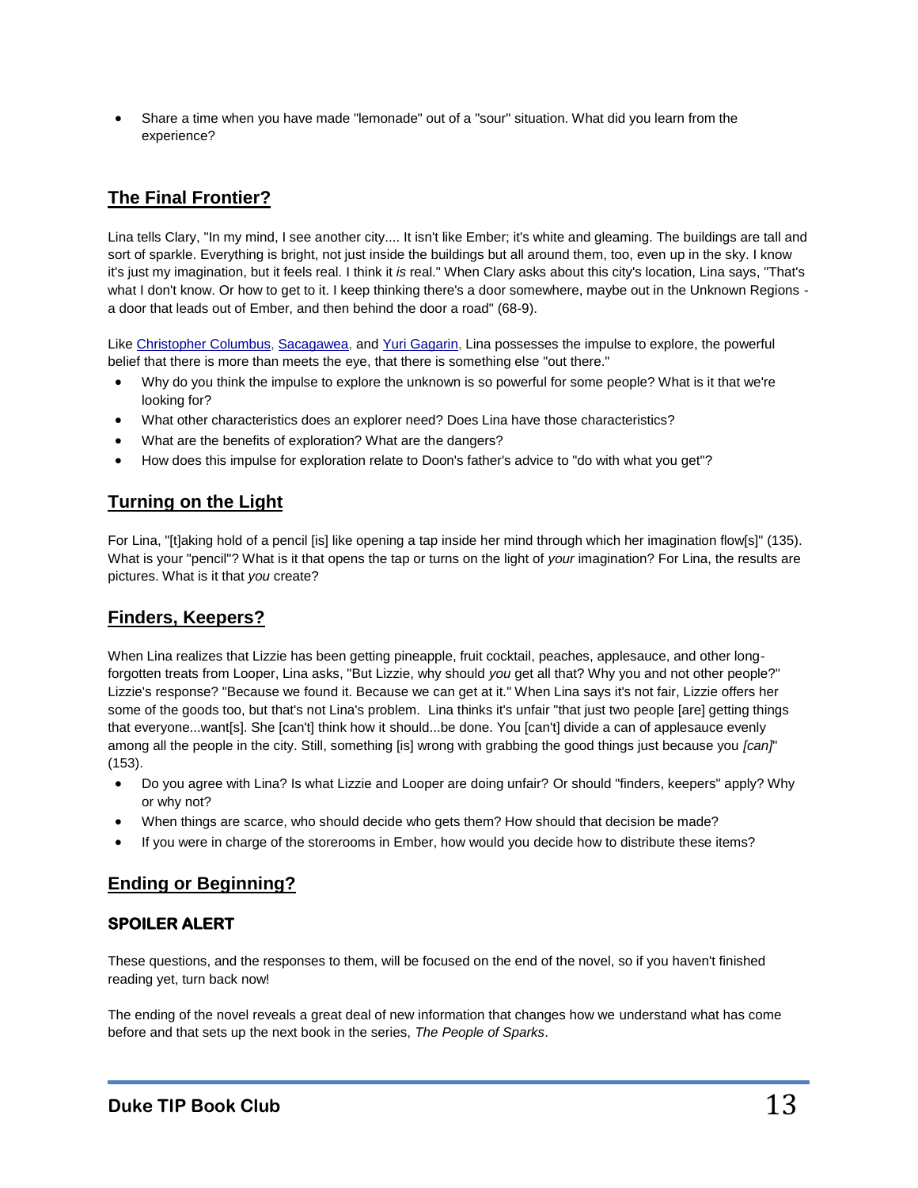- Share a time when you have made "lemonade" out of a "sour" situation. What did you learn from the experience?

## The Final Frontier?

Lina tells Clary, "In my mind, I see another city.... It isn't like Ember; it's white and gleaming. The buildings are tall and sort of sparkle. Everything is bright, not just inside the buildings but all around them, too, even up in the sky. I know it's just my imagination, but it feels real. I think it *is* real." When Clary asks about this city's location, Lina says, "That's what I don't know. Or how to get to it. I keep thinking there's a door somewhere, maybe out in the Unknown Regions - a door that leads out of Ember, and then behind the door a road" (68-9).

Like Christopher Columbus, Sacagawea, and Yuri Gagarin, Lina possesses the impulse to explore, the powerful belief that there is more than meets the eye, that there is something else "out there."

- Why do you think the impulse to explore the unknown is so powerful for some people? What is it that we're looking for?
- What other characteristics does an explorer need? Does Lina have those characteristics?
- What are the benefits of exploration? What are the dangers?
- How does this impulse for exploration relate to Doon's father's advice to "do with what you get"?

## Turning on the Light

For Lina, "[t]aking hold of a pencil [is] like opening a tap inside her mind through which her imagination flow[s]" (135). What is your "pencil"? What is it that opens the tap or turns on the light of *your* imagination? For Lina, the results are pictures. What is it that *you* create?

## Finders, Keepers?

When Lina realizes that Lizzie has been getting pineapple, fruit cocktail, peaches, applesauce, and other long-forgotten treats from Looper, Lina asks, "But Lizzie, why should *you* get all that? Why you and not other people?" Lizzie's response? "Because we found it. Because we can get at it." When Lina says it's not fair, Lizzie offers her some of the goods too, but that's not Lina's problem. Lina thinks it's unfair "that just two people [are] getting things that everyone...want[s]. She [can't] think how it should...be done. You [can't] divide a can of applesauce evenly among all the people in the city. Still, something [is] wrong with grabbing the good things just because you *[can]*" (153).

- Do you agree with Lina? Is what Lizzie and Looper are doing unfair? Or should "finders, keepers" apply? Why or why not?
- When things are scarce, who should decide who gets them? How should that decision be made?
- If you were in charge of the storerooms in Ember, how would you decide how to distribute these items?

## Ending or Beginning?

### SPOILER ALERT

These questions, and the responses to them, will be focused on the end of the novel, so if you haven't finished reading yet, turn back now!

The ending of the novel reveals a great deal of new information that changes how we understand what has come before and that sets up the next book in the series, *The People of Sparks*.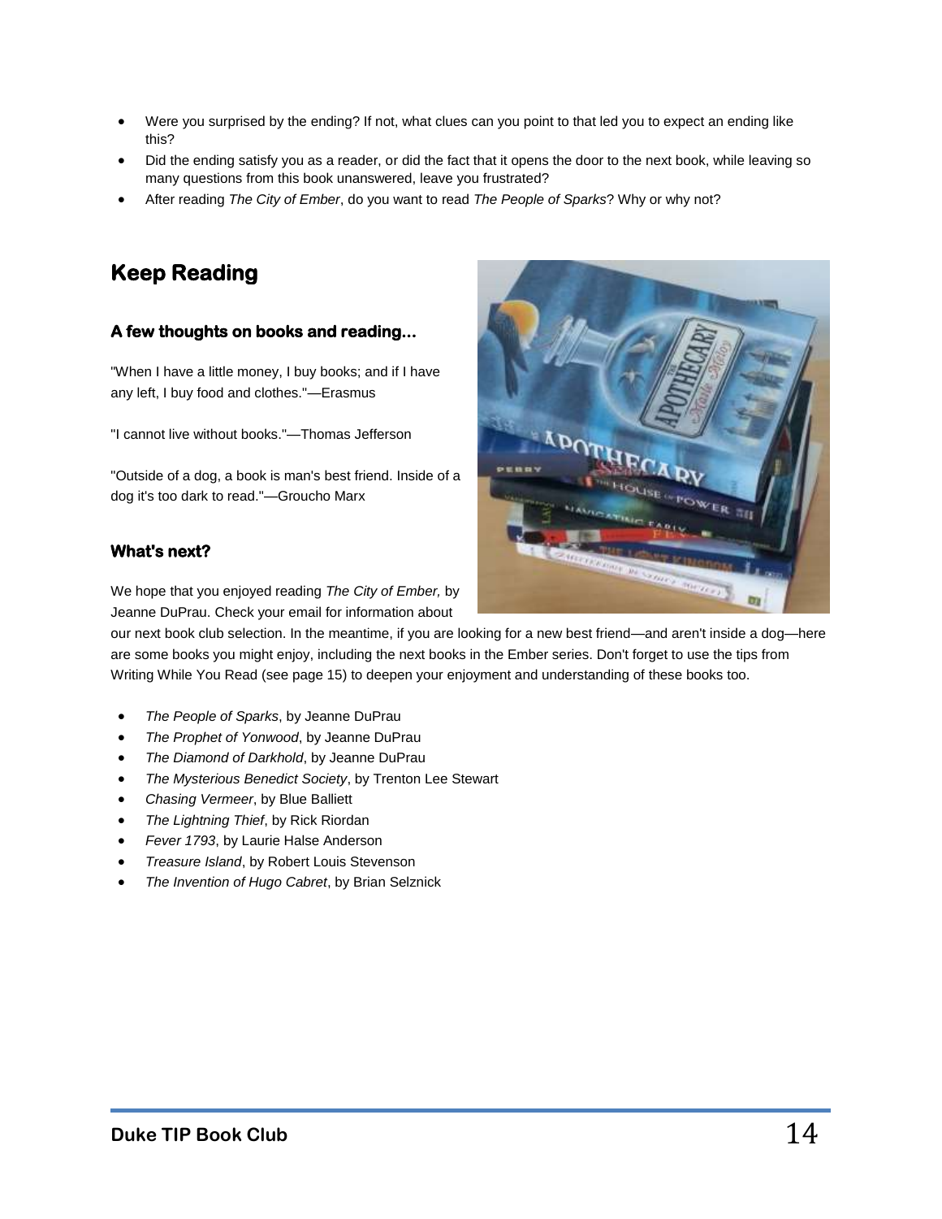- Were you surprised by the ending? If not, what clues can you point to that led you to expect an ending like this?
- Did the ending satisfy you as a reader, or did the fact that it opens the door to the next book, while leaving so many questions from this book unanswered, leave you frustrated?
- After reading *The City of Ember*, do you want to read *The People of Sparks*? Why or why not?

## Keep Reading

### A few thoughts on books and reading...

"When I have a little money, I buy books; and if I have any left, I buy food and clothes."—Erasmus

"I cannot live without books."—Thomas Jefferson

"Outside of a dog, a book is man's best friend. Inside of a dog it's too dark to read."—Groucho Marx

### What's next?

We hope that you enjoyed reading *The City of Ember,* by Jeanne DuPrau. Check your email for information about our next book club selection. In the meantime, if you are looking for a new best friend—and aren't inside a dog—here are some books you might enjoy, including the next books in the Ember series. Don't forget to use the tips from Writing While You Read (see page 15) to deepen your enjoyment and understanding of these books too.

- *The People of Sparks*, by Jeanne DuPrau
- *The Prophet of Yonwood*, by Jeanne DuPrau
- *The Diamond of Darkhold*, by Jeanne DuPrau
- *The Mysterious Benedict Society*, by Trenton Lee Stewart
- *Chasing Vermeer*, by Blue Balliett
- *The Lightning Thief*, by Rick Riordan
- *Fever 1793*, by Laurie Halse Anderson
- *Treasure Island*, by Robert Louis Stevenson
- *The Invention of Hugo Cabret*, by Brian Selznick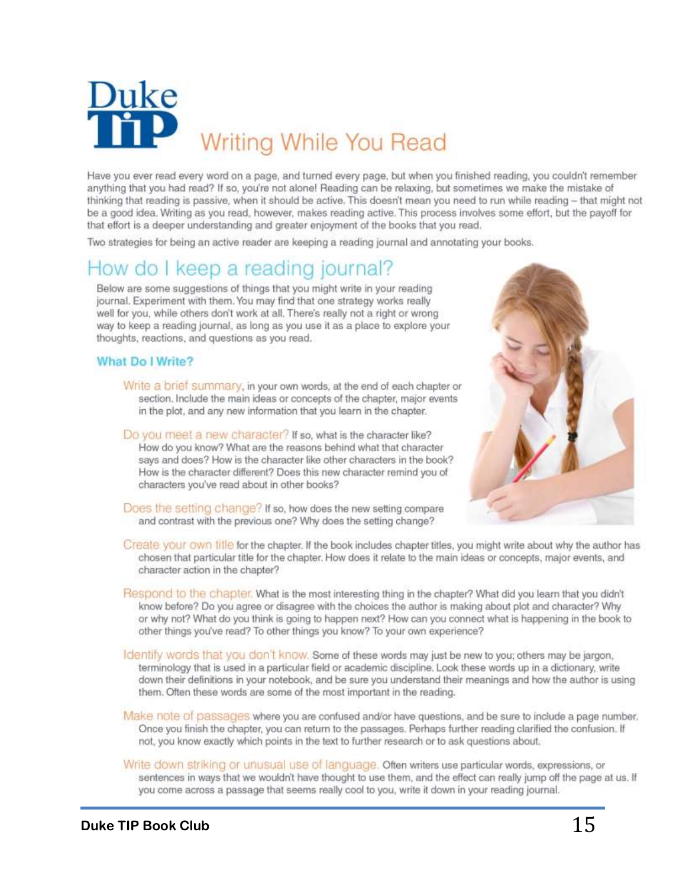# Duke TIP Writing While You Read

Have you ever read every word on a page, and turned every page, but when you finished reading, you couldn't remember anything that you had read? If so, you're not alone! Reading can be relaxing, but sometimes we make the mistake of thinking that reading is passive, when it should be active. This doesn't mean you need to run while reading – that might not be a good idea. Writing as you read, however, makes reading active. This process involves some effort, but the payoff for that effort is a deeper understanding and greater enjoyment of the books that you read.

Two strategies for being an active reader are keeping a reading journal and annotating your books.

## How do I keep a reading journal?

Below are some suggestions of things that you might write in your reading journal. Experiment with them. You may find that one strategy works really well for you, while others don't work at all. There's really not a right or wrong way to keep a reading journal, as long as you use it as a place to explore your thoughts, reactions, and questions as you read.

### What Do I Write?

Write a brief summary, in your own words, at the end of each chapter or section. Include the main ideas or concepts of the chapter, major events in the plot, and any new information that you learn in the chapter.

Do you meet a new character? If so, what is the character like? How do you know? What are the reasons behind what that character says and does? How is the character like other characters in the book? How is the character different? Does this new character remind you of characters you've read about in other books?

Does the setting change? If so, how does the new setting compare and contrast with the previous one? Why does the setting change?

Create your own title for the chapter. If the book includes chapter titles, you might write about why the author has chosen that particular title for the chapter. How does it relate to the main ideas or concepts, major events, and character action in the chapter?

Respond to the chapter. What is the most interesting thing in the chapter? What did you learn that you didn't know before? Do you agree or disagree with the choices the author is making about plot and character? Why or why not? What do you think is going to happen next? How can you connect what is happening in the book to other things you've read? To other things you know? To your own experience?

Identify words that you don't know. Some of these words may just be new to you; others may be jargon, terminology that is used in a particular field or academic discipline. Look these words up in a dictionary, write down their definitions in your notebook, and be sure you understand their meanings and how the author is using them. Often these words are some of the most important in the reading.

Make note of passages where you are confused and/or have questions, and be sure to include a page number. Once you finish the chapter, you can return to the passages. Perhaps further reading clarified the confusion. If not, you know exactly which points in the text to further research or to ask questions about.

Write down striking or unusual use of language. Often writers use particular words, expressions, or sentences in ways that we wouldn't have thought to use them, and the effect can really jump off the page at us. If you come across a passage that seems really cool to you, write it down in your reading journal.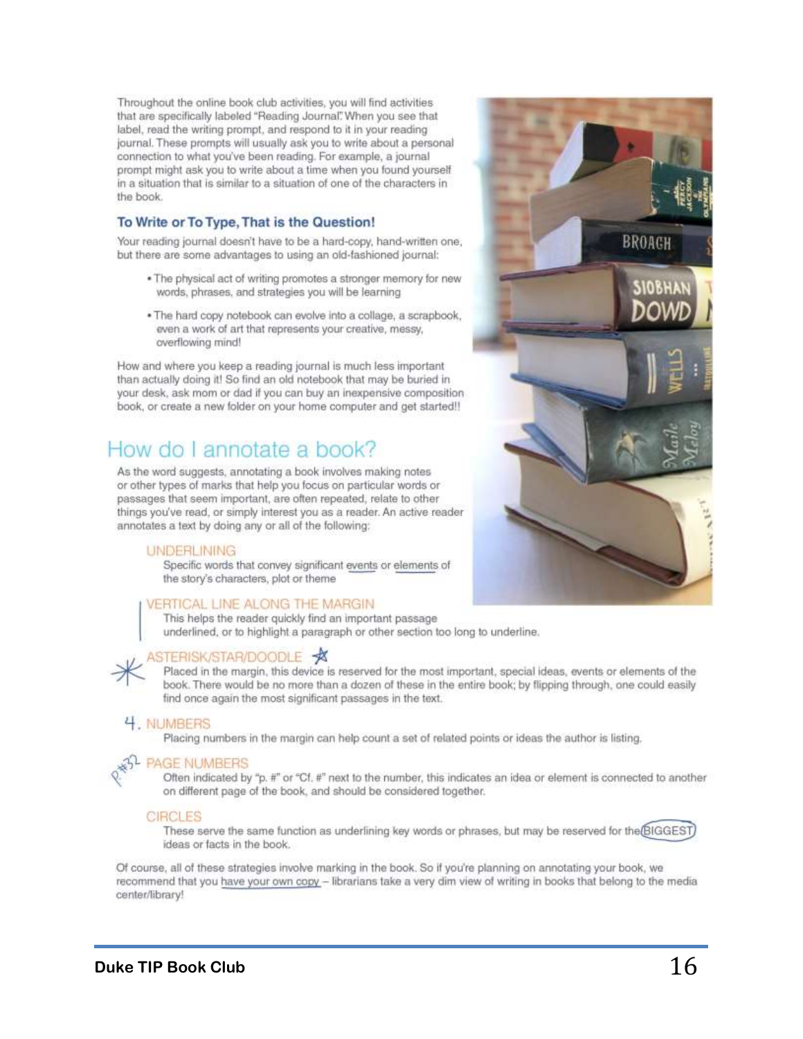Throughout the online book club activities, you will find activities that are specifically labeled "Reading Journal." When you see that label, read the writing prompt, and respond to it in your reading journal. These prompts will usually ask you to write about a personal connection to what you've been reading. For example, a journal prompt might ask you to write about a time when you found yourself in a situation that is similar to a situation of one of the characters in the book.

### To Write or To Type, That is the Question!

Your reading journal doesn't have to be a hard-copy, hand-written one, but there are some advantages to using an old-fashioned journal:

- The physical act of writing promotes a stronger memory for new words, phrases, and strategies you will be learning
- The hard copy notebook can evolve into a collage, a scrapbook, even a work of art that represents your creative, messy, overflowing mind!

How and where you keep a reading journal is much less important than actually doing it! So find an old notebook that may be buried in your desk, ask mom or dad if you can buy an inexpensive composition book, or create a new folder on your home computer and get started!!

## How do I annotate a book?

As the word suggests, annotating a book involves making notes or other types of marks that help you focus on particular words or passages that seem important, are often repeated, relate to other things you've read, or simply interest you as a reader. An active reader annotates a text by doing any or all of the following:

**UNDERLINING**
Specific words that convey significant events or elements of the story's characters, plot or theme

**VERTICAL LINE ALONG THE MARGIN**
This helps the reader quickly find an important passage underlined, or to highlight a paragraph or other section too long to underline.

**ASTERISK/STAR/DOODLE**
Placed in the margin, this device is reserved for the most important, special ideas, events or elements of the book. There would be no more than a dozen of these in the entire book; by flipping through, one could easily find once again the most significant passages in the text.

**4. NUMBERS**
Placing numbers in the margin can help count a set of related points or ideas the author is listing.

**P.#32 PAGE NUMBERS**
Often indicated by "p. #" or "Cf. #" next to the number, this indicates an idea or element is connected to another on different page of the book, and should be considered together.

**CIRCLES**
These serve the same function as underlining key words or phrases, but may be reserved for the BIGGEST ideas or facts in the book.

Of course, all of these strategies involve marking in the book. So if you're planning on annotating your book, we recommend that you have your own copy – librarians take a very dim view of writing in books that belong to the media center/library!